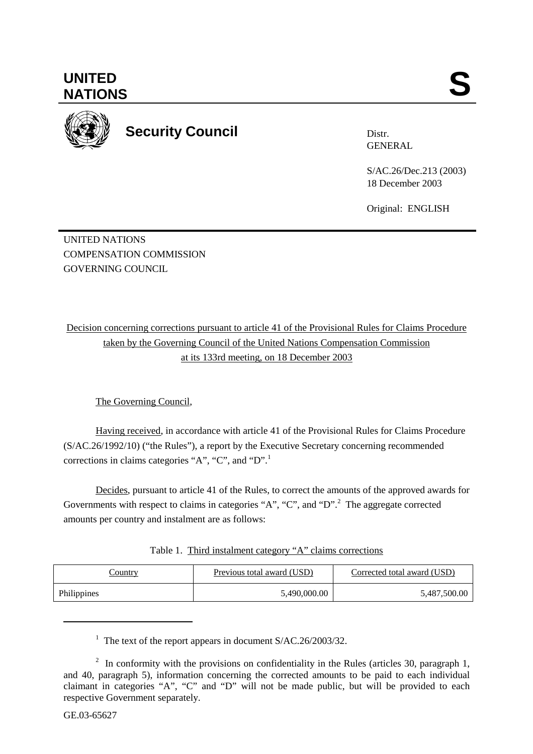**UNITED NATIONS** **S**

**Security Council**

Distr.
GENERAL

S/AC.26/Dec.213 (2003)
18 December 2003

Original: ENGLISH

UNITED NATIONS
COMPENSATION COMMISSION
GOVERNING COUNCIL

Decision concerning corrections pursuant to article 41 of the Provisional Rules for Claims Procedure taken by the Governing Council of the United Nations Compensation Commission at its 133rd meeting, on 18 December 2003

The Governing Council,

Having received, in accordance with article 41 of the Provisional Rules for Claims Procedure (S/AC.26/1992/10) ("the Rules"), a report by the Executive Secretary concerning recommended corrections in claims categories "A", "C", and "D".[1]

Decides, pursuant to article 41 of the Rules, to correct the amounts of the approved awards for Governments with respect to claims in categories "A", "C", and "D".[2] The aggregate corrected amounts per country and instalment are as follows:

Table 1. Third instalment category "A" claims corrections

| Country | Previous total award (USD) | Corrected total award (USD) |
|---|---|---|
| Philippines | 5,490,000.00 | 5,487,500.00 |

[1] The text of the report appears in document S/AC.26/2003/32.

[2] In conformity with the provisions on confidentiality in the Rules (articles 30, paragraph 1, and 40, paragraph 5), information concerning the corrected amounts to be paid to each individual claimant in categories "A", "C" and "D" will not be made public, but will be provided to each respective Government separately.

GE.03-65627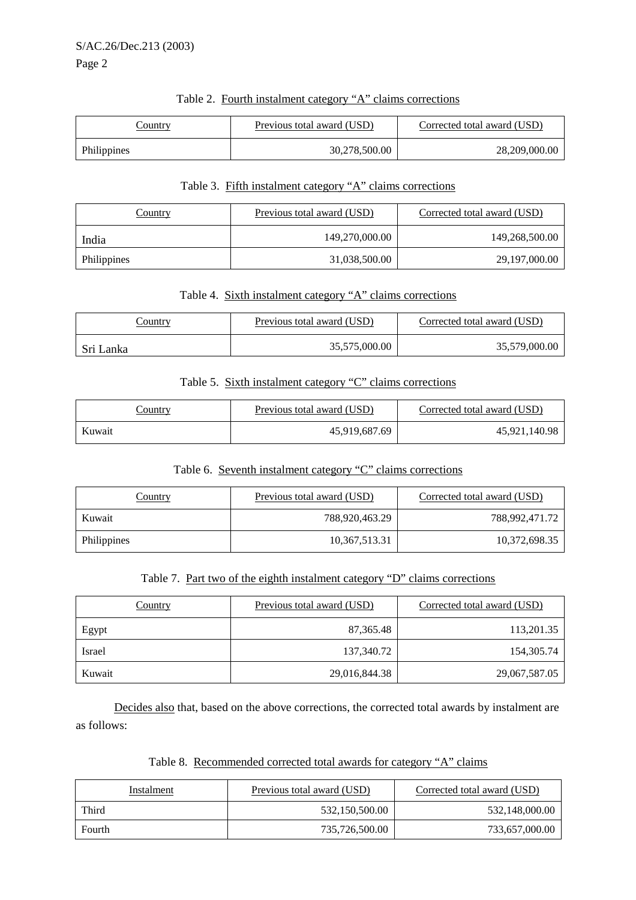Table 2. Fourth instalment category "A" claims corrections

| Country | Previous total award (USD) | Corrected total award (USD) |
|---|---|---|
| Philippines | 30,278,500.00 | 28,209,000.00 |

Table 3. Fifth instalment category "A" claims corrections

| Country | Previous total award (USD) | Corrected total award (USD) |
|---|---|---|
| India | 149,270,000.00 | 149,268,500.00 |
| Philippines | 31,038,500.00 | 29,197,000.00 |

Table 4. Sixth instalment category "A" claims corrections

| Country | Previous total award (USD) | Corrected total award (USD) |
|---|---|---|
| Sri Lanka | 35,575,000.00 | 35,579,000.00 |

Table 5. Sixth instalment category "C" claims corrections

| Country | Previous total award (USD) | Corrected total award (USD) |
|---|---|---|
| Kuwait | 45,919,687.69 | 45,921,140.98 |

Table 6. Seventh instalment category "C" claims corrections

| Country | Previous total award (USD) | Corrected total award (USD) |
|---|---|---|
| Kuwait | 788,920,463.29 | 788,992,471.72 |
| Philippines | 10,367,513.31 | 10,372,698.35 |

Table 7. Part two of the eighth instalment category "D" claims corrections

| Country | Previous total award (USD) | Corrected total award (USD) |
|---|---|---|
| Egypt | 87,365.48 | 113,201.35 |
| Israel | 137,340.72 | 154,305.74 |
| Kuwait | 29,016,844.38 | 29,067,587.05 |

Decides also that, based on the above corrections, the corrected total awards by instalment are as follows:

Table 8. Recommended corrected total awards for category "A" claims

| Instalment | Previous total award (USD) | Corrected total award (USD) |
|---|---|---|
| Third | 532,150,500.00 | 532,148,000.00 |
| Fourth | 735,726,500.00 | 733,657,000.00 |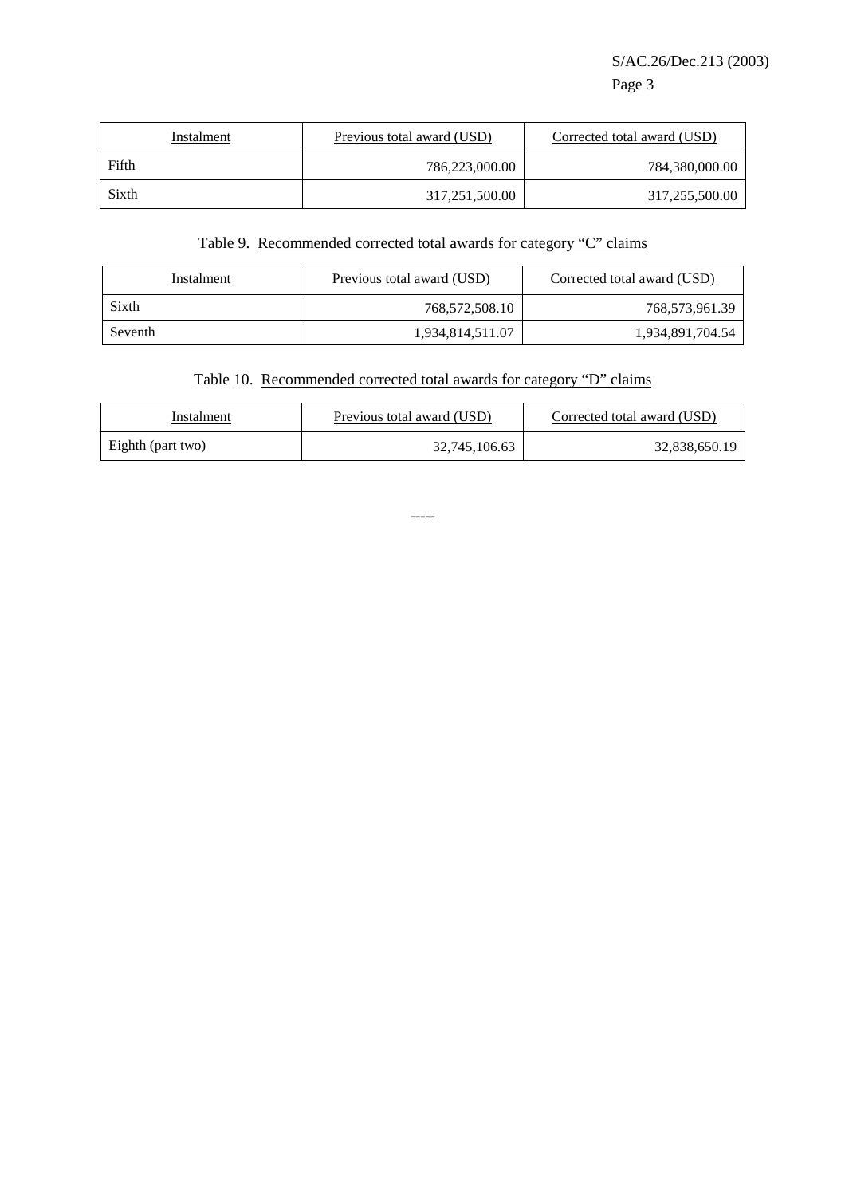| Instalment | Previous total award (USD) | Corrected total award (USD) |
| --- | --- | --- |
| Fifth | 786,223,000.00 | 784,380,000.00 |
| Sixth | 317,251,500.00 | 317,255,500.00 |

Table 9. Recommended corrected total awards for category "C" claims

| Instalment | Previous total award (USD) | Corrected total award (USD) |
| --- | --- | --- |
| Sixth | 768,572,508.10 | 768,573,961.39 |
| Seventh | 1,934,814,511.07 | 1,934,891,704.54 |

Table 10. Recommended corrected total awards for category "D" claims

| Instalment | Previous total award (USD) | Corrected total award (USD) |
| --- | --- | --- |
| Eighth (part two) | 32,745,106.63 | 32,838,650.19 |

-----